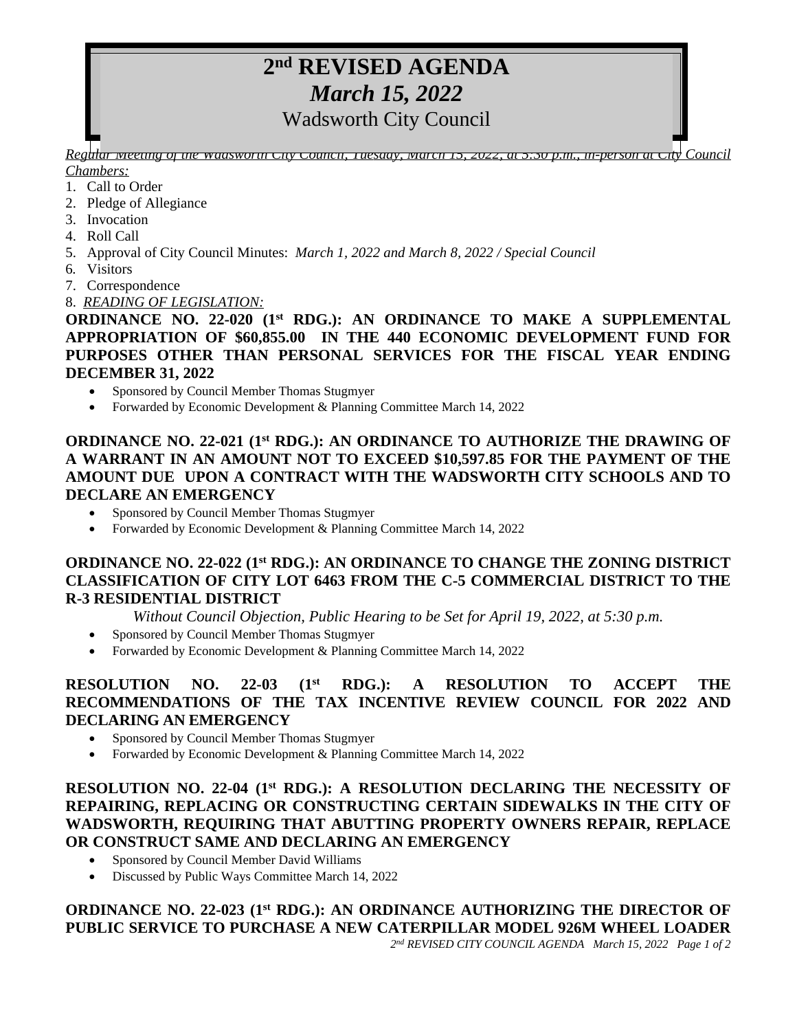# 2nd REVISED AGENDA

## *March 15, 2022*

## Wadsworth City Council

*Regular Meeting of the Wadsworth City Council, Tuesday, March 15, 2022, at 5:30 p.m., in-person at City Council Chambers:*

1. Call to Order
2. Pledge of Allegiance
3. Invocation
4. Roll Call
5. Approval of City Council Minutes: *March 1, 2022 and March 8, 2022 / Special Council*
6. Visitors
7. Correspondence
8. *READING OF LEGISLATION:*

**ORDINANCE NO. 22-020 (1st RDG.): AN ORDINANCE TO MAKE A SUPPLEMENTAL APPROPRIATION OF $60,855.00 IN THE 440 ECONOMIC DEVELOPMENT FUND FOR PURPOSES OTHER THAN PERSONAL SERVICES FOR THE FISCAL YEAR ENDING DECEMBER 31, 2022**

- Sponsored by Council Member Thomas Stugmyer
- Forwarded by Economic Development & Planning Committee March 14, 2022

**ORDINANCE NO. 22-021 (1st RDG.): AN ORDINANCE TO AUTHORIZE THE DRAWING OF A WARRANT IN AN AMOUNT NOT TO EXCEED $10,597.85 FOR THE PAYMENT OF THE AMOUNT DUE UPON A CONTRACT WITH THE WADSWORTH CITY SCHOOLS AND TO DECLARE AN EMERGENCY**

- Sponsored by Council Member Thomas Stugmyer
- Forwarded by Economic Development & Planning Committee March 14, 2022

**ORDINANCE NO. 22-022 (1st RDG.): AN ORDINANCE TO CHANGE THE ZONING DISTRICT CLASSIFICATION OF CITY LOT 6463 FROM THE C-5 COMMERCIAL DISTRICT TO THE R-3 RESIDENTIAL DISTRICT**

*Without Council Objection, Public Hearing to be Set for April 19, 2022, at 5:30 p.m.*

- Sponsored by Council Member Thomas Stugmyer
- Forwarded by Economic Development & Planning Committee March 14, 2022

**RESOLUTION NO. 22-03 (1st RDG.): A RESOLUTION TO ACCEPT THE RECOMMENDATIONS OF THE TAX INCENTIVE REVIEW COUNCIL FOR 2022 AND DECLARING AN EMERGENCY**

- Sponsored by Council Member Thomas Stugmyer
- Forwarded by Economic Development & Planning Committee March 14, 2022

**RESOLUTION NO. 22-04 (1st RDG.): A RESOLUTION DECLARING THE NECESSITY OF REPAIRING, REPLACING OR CONSTRUCTING CERTAIN SIDEWALKS IN THE CITY OF WADSWORTH, REQUIRING THAT ABUTTING PROPERTY OWNERS REPAIR, REPLACE OR CONSTRUCT SAME AND DECLARING AN EMERGENCY**

- Sponsored by Council Member David Williams
- Discussed by Public Ways Committee March 14, 2022

**ORDINANCE NO. 22-023 (1st RDG.): AN ORDINANCE AUTHORIZING THE DIRECTOR OF PUBLIC SERVICE TO PURCHASE A NEW CATERPILLAR MODEL 926M WHEEL LOADER**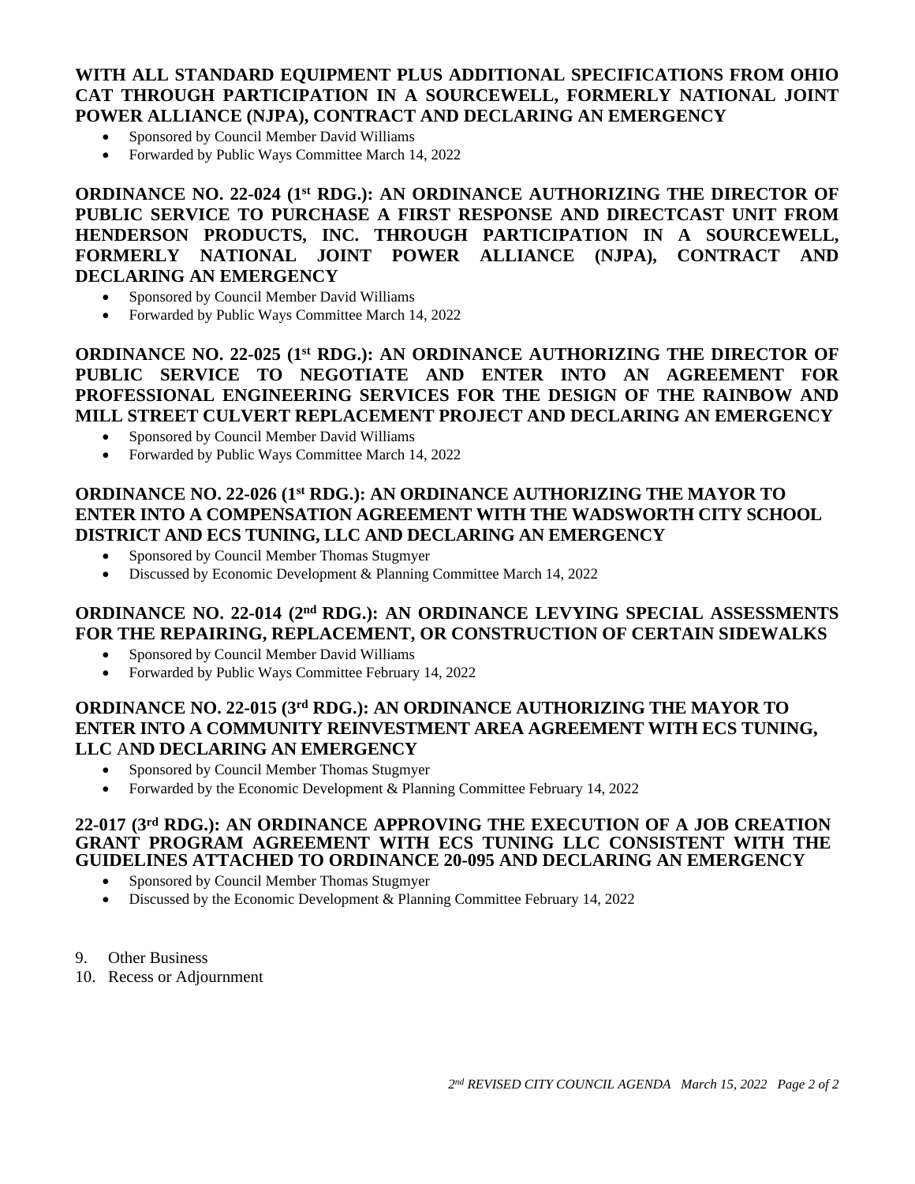**WITH ALL STANDARD EQUIPMENT PLUS ADDITIONAL SPECIFICATIONS FROM OHIO CAT THROUGH PARTICIPATION IN A SOURCEWELL, FORMERLY NATIONAL JOINT POWER ALLIANCE (NJPA), CONTRACT AND DECLARING AN EMERGENCY**

- Sponsored by Council Member David Williams
- Forwarded by Public Ways Committee March 14, 2022

**ORDINANCE NO. 22-024 (1st RDG.): AN ORDINANCE AUTHORIZING THE DIRECTOR OF PUBLIC SERVICE TO PURCHASE A FIRST RESPONSE AND DIRECTCAST UNIT FROM HENDERSON PRODUCTS, INC. THROUGH PARTICIPATION IN A SOURCEWELL, FORMERLY NATIONAL JOINT POWER ALLIANCE (NJPA), CONTRACT AND DECLARING AN EMERGENCY**

- Sponsored by Council Member David Williams
- Forwarded by Public Ways Committee March 14, 2022

**ORDINANCE NO. 22-025 (1st RDG.): AN ORDINANCE AUTHORIZING THE DIRECTOR OF PUBLIC SERVICE TO NEGOTIATE AND ENTER INTO AN AGREEMENT FOR PROFESSIONAL ENGINEERING SERVICES FOR THE DESIGN OF THE RAINBOW AND MILL STREET CULVERT REPLACEMENT PROJECT AND DECLARING AN EMERGENCY**

- Sponsored by Council Member David Williams
- Forwarded by Public Ways Committee March 14, 2022

**ORDINANCE NO. 22-026 (1st RDG.): AN ORDINANCE AUTHORIZING THE MAYOR TO ENTER INTO A COMPENSATION AGREEMENT WITH THE WADSWORTH CITY SCHOOL DISTRICT AND ECS TUNING, LLC AND DECLARING AN EMERGENCY**

- Sponsored by Council Member Thomas Stugmyer
- Discussed by Economic Development & Planning Committee March 14, 2022

**ORDINANCE NO. 22-014 (2nd RDG.): AN ORDINANCE LEVYING SPECIAL ASSESSMENTS FOR THE REPAIRING, REPLACEMENT, OR CONSTRUCTION OF CERTAIN SIDEWALKS**

- Sponsored by Council Member David Williams
- Forwarded by Public Ways Committee February 14, 2022

**ORDINANCE NO. 22-015 (3rd RDG.): AN ORDINANCE AUTHORIZING THE MAYOR TO ENTER INTO A COMMUNITY REINVESTMENT AREA AGREEMENT WITH ECS TUNING, LLC AND DECLARING AN EMERGENCY**

- Sponsored by Council Member Thomas Stugmyer
- Forwarded by the Economic Development & Planning Committee February 14, 2022

**22-017 (3rd RDG.): AN ORDINANCE APPROVING THE EXECUTION OF A JOB CREATION GRANT PROGRAM AGREEMENT WITH ECS TUNING LLC CONSISTENT WITH THE GUIDELINES ATTACHED TO ORDINANCE 20-095 AND DECLARING AN EMERGENCY**

- Sponsored by Council Member Thomas Stugmyer
- Discussed by the Economic Development & Planning Committee February 14, 2022

9. Other Business
10. Recess or Adjournment